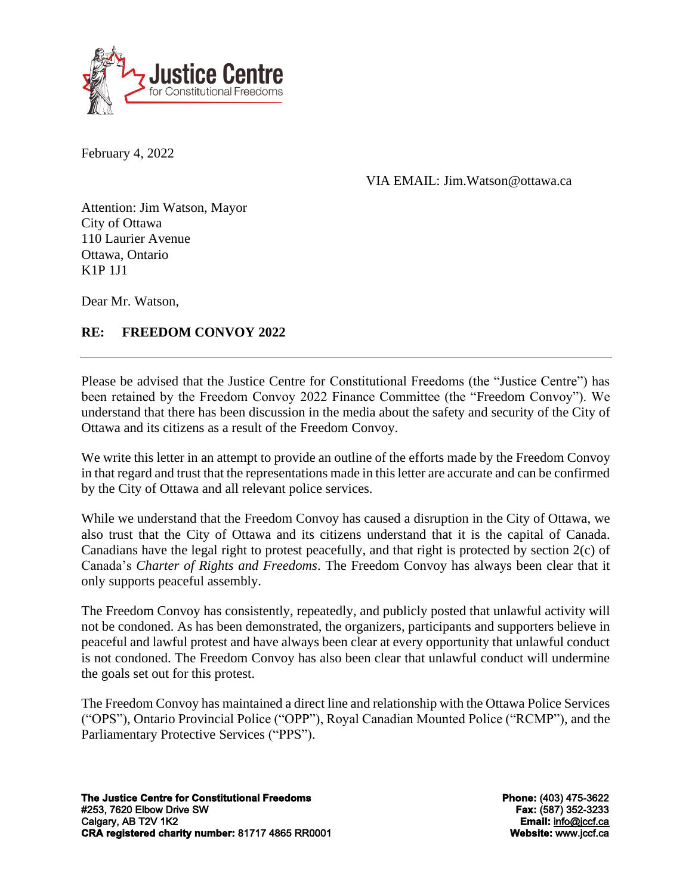Justice Centre
for Constitutional Freedoms

February 4, 2022

VIA EMAIL: Jim.Watson@ottawa.ca

Attention: Jim Watson, Mayor
City of Ottawa
110 Laurier Avenue
Ottawa, Ontario
K1P 1J1

Dear Mr. Watson,

**RE: FREEDOM CONVOY 2022**

---

Please be advised that the Justice Centre for Constitutional Freedoms (the "Justice Centre") has been retained by the Freedom Convoy 2022 Finance Committee (the "Freedom Convoy"). We understand that there has been discussion in the media about the safety and security of the City of Ottawa and its citizens as a result of the Freedom Convoy.

We write this letter in an attempt to provide an outline of the efforts made by the Freedom Convoy in that regard and trust that the representations made in this letter are accurate and can be confirmed by the City of Ottawa and all relevant police services.

While we understand that the Freedom Convoy has caused a disruption in the City of Ottawa, we also trust that the City of Ottawa and its citizens understand that it is the capital of Canada. Canadians have the legal right to protest peacefully, and that right is protected by section 2(c) of Canada's *Charter of Rights and Freedoms*. The Freedom Convoy has always been clear that it only supports peaceful assembly.

The Freedom Convoy has consistently, repeatedly, and publicly posted that unlawful activity will not be condoned. As has been demonstrated, the organizers, participants and supporters believe in peaceful and lawful protest and have always been clear at every opportunity that unlawful conduct is not condoned. The Freedom Convoy has also been clear that unlawful conduct will undermine the goals set out for this protest.

The Freedom Convoy has maintained a direct line and relationship with the Ottawa Police Services ("OPS"), Ontario Provincial Police ("OPP"), Royal Canadian Mounted Police ("RCMP"), and the Parliamentary Protective Services ("PPS").

**The Justice Centre for Constitutional Freedoms**
#253, 7620 Elbow Drive SW
Calgary, AB T2V 1K2
**CRA registered charity number:** 81717 4865 RR0001

**Phone:** (403) 475-3622
**Fax:** (587) 352-3233
**Email:** info@jccf.ca
**Website:** www.jccf.ca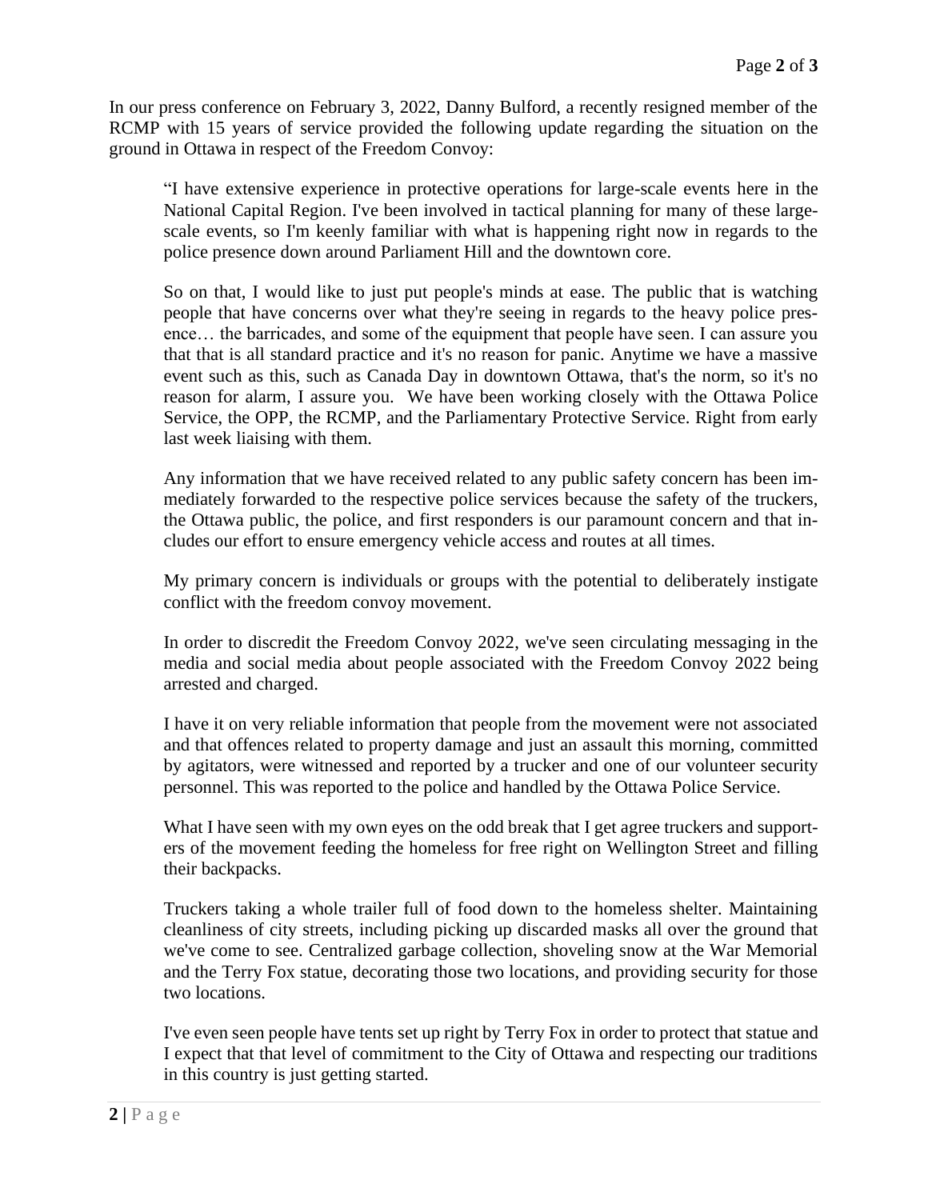In our press conference on February 3, 2022, Danny Bulford, a recently resigned member of the RCMP with 15 years of service provided the following update regarding the situation on the ground in Ottawa in respect of the Freedom Convoy:

> "I have extensive experience in protective operations for large-scale events here in the National Capital Region. I've been involved in tactical planning for many of these large-scale events, so I'm keenly familiar with what is happening right now in regards to the police presence down around Parliament Hill and the downtown core.
>
> So on that, I would like to just put people's minds at ease. The public that is watching people that have concerns over what they're seeing in regards to the heavy police presence… the barricades, and some of the equipment that people have seen. I can assure you that that is all standard practice and it's no reason for panic. Anytime we have a massive event such as this, such as Canada Day in downtown Ottawa, that's the norm, so it's no reason for alarm, I assure you. We have been working closely with the Ottawa Police Service, the OPP, the RCMP, and the Parliamentary Protective Service. Right from early last week liaising with them.
>
> Any information that we have received related to any public safety concern has been immediately forwarded to the respective police services because the safety of the truckers, the Ottawa public, the police, and first responders is our paramount concern and that includes our effort to ensure emergency vehicle access and routes at all times.
>
> My primary concern is individuals or groups with the potential to deliberately instigate conflict with the freedom convoy movement.
>
> In order to discredit the Freedom Convoy 2022, we've seen circulating messaging in the media and social media about people associated with the Freedom Convoy 2022 being arrested and charged.
>
> I have it on very reliable information that people from the movement were not associated and that offences related to property damage and just an assault this morning, committed by agitators, were witnessed and reported by a trucker and one of our volunteer security personnel. This was reported to the police and handled by the Ottawa Police Service.
>
> What I have seen with my own eyes on the odd break that I get agree truckers and supporters of the movement feeding the homeless for free right on Wellington Street and filling their backpacks.
>
> Truckers taking a whole trailer full of food down to the homeless shelter. Maintaining cleanliness of city streets, including picking up discarded masks all over the ground that we've come to see. Centralized garbage collection, shoveling snow at the War Memorial and the Terry Fox statue, decorating those two locations, and providing security for those two locations.
>
> I've even seen people have tents set up right by Terry Fox in order to protect that statue and I expect that that level of commitment to the City of Ottawa and respecting our traditions in this country is just getting started.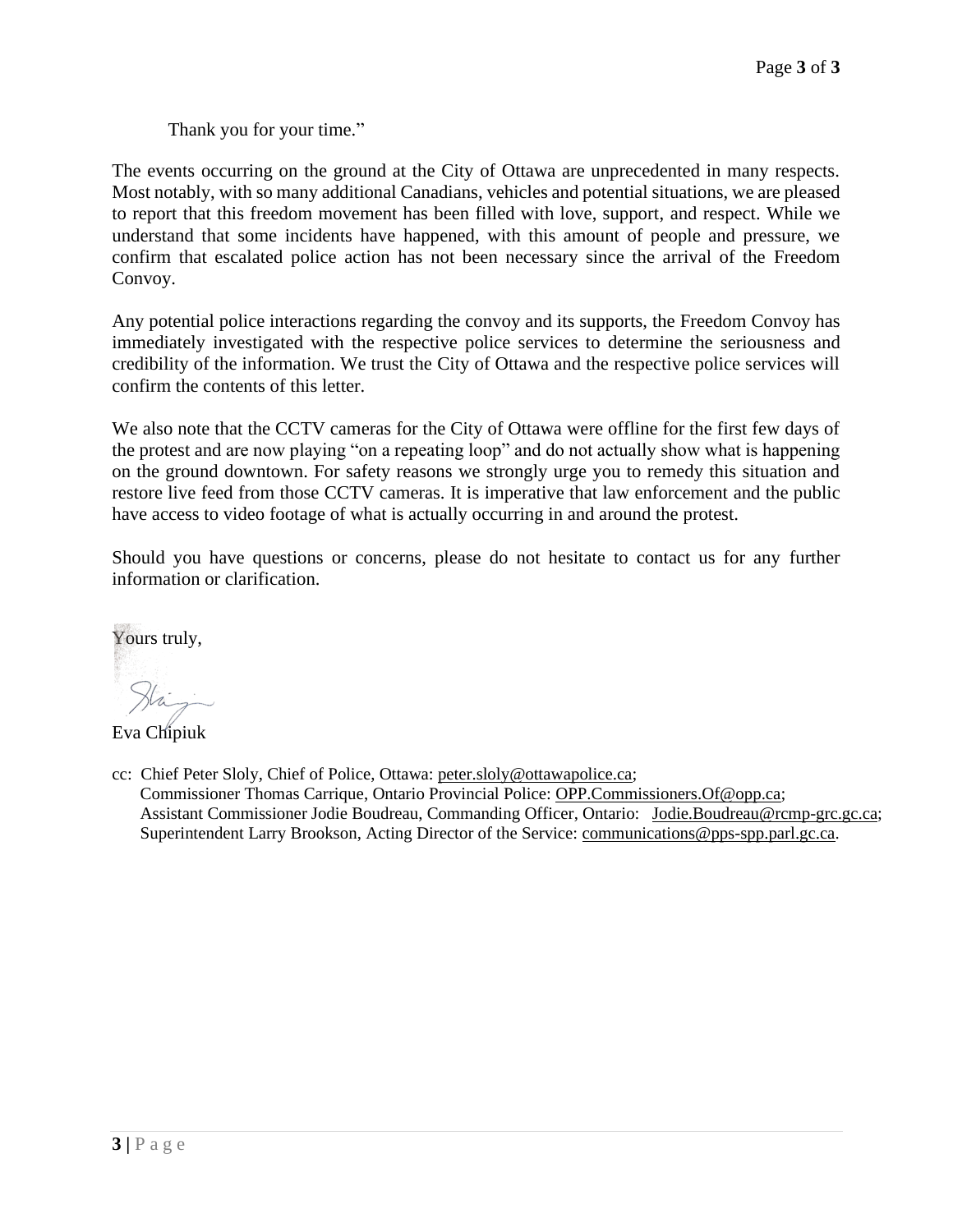Thank you for your time."

The events occurring on the ground at the City of Ottawa are unprecedented in many respects. Most notably, with so many additional Canadians, vehicles and potential situations, we are pleased to report that this freedom movement has been filled with love, support, and respect. While we understand that some incidents have happened, with this amount of people and pressure, we confirm that escalated police action has not been necessary since the arrival of the Freedom Convoy.

Any potential police interactions regarding the convoy and its supports, the Freedom Convoy has immediately investigated with the respective police services to determine the seriousness and credibility of the information. We trust the City of Ottawa and the respective police services will confirm the contents of this letter.

We also note that the CCTV cameras for the City of Ottawa were offline for the first few days of the protest and are now playing "on a repeating loop" and do not actually show what is happening on the ground downtown. For safety reasons we strongly urge you to remedy this situation and restore live feed from those CCTV cameras. It is imperative that law enforcement and the public have access to video footage of what is actually occurring in and around the protest.

Should you have questions or concerns, please do not hesitate to contact us for any further information or clarification.

Yours truly,

Eva Chipiuk

cc: Chief Peter Sloly, Chief of Police, Ottawa: peter.sloly@ottawapolice.ca;
Commissioner Thomas Carrique, Ontario Provincial Police: OPP.Commissioners.Of@opp.ca;
Assistant Commissioner Jodie Boudreau, Commanding Officer, Ontario: Jodie.Boudreau@rcmp-grc.gc.ca;
Superintendent Larry Brookson, Acting Director of the Service: communications@pps-spp.parl.gc.ca.